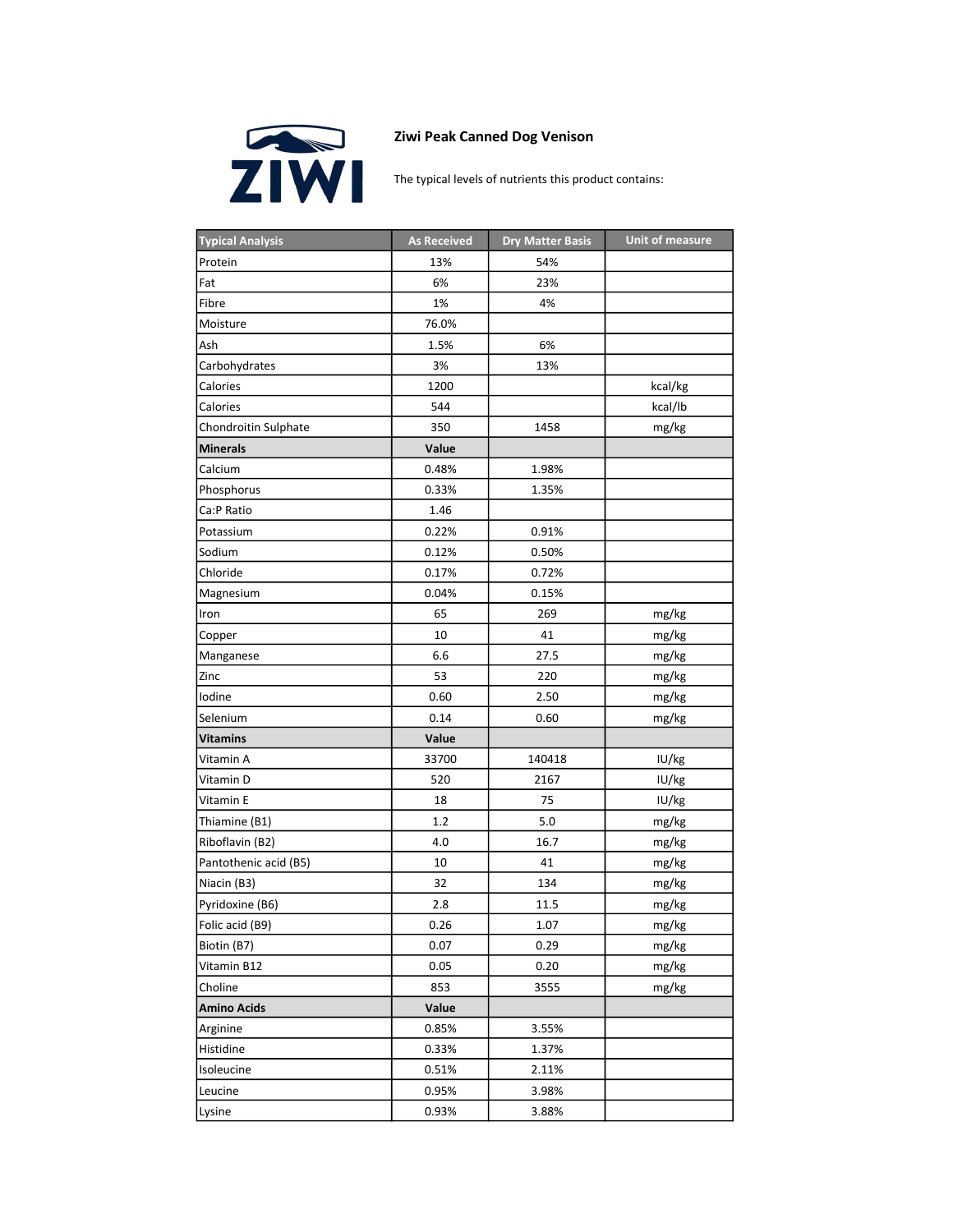ZIWI

# Ziwi Peak Canned Dog Venison

The typical levels of nutrients this product contains:

| Typical Analysis | As Received | Dry Matter Basis | Unit of measure |
|---|---|---|---|
| Protein | 13% | 54% | |
| Fat | 6% | 23% | |
| Fibre | 1% | 4% | |
| Moisture | 76.0% | | |
| Ash | 1.5% | 6% | |
| Carbohydrates | 3% | 13% | |
| Calories | 1200 | | kcal/kg |
| Calories | 544 | | kcal/lb |
| Chondroitin Sulphate | 350 | 1458 | mg/kg |
| **Minerals** | **Value** | | |
| Calcium | 0.48% | 1.98% | |
| Phosphorus | 0.33% | 1.35% | |
| Ca:P Ratio | 1.46 | | |
| Potassium | 0.22% | 0.91% | |
| Sodium | 0.12% | 0.50% | |
| Chloride | 0.17% | 0.72% | |
| Magnesium | 0.04% | 0.15% | |
| Iron | 65 | 269 | mg/kg |
| Copper | 10 | 41 | mg/kg |
| Manganese | 6.6 | 27.5 | mg/kg |
| Zinc | 53 | 220 | mg/kg |
| Iodine | 0.60 | 2.50 | mg/kg |
| Selenium | 0.14 | 0.60 | mg/kg |
| **Vitamins** | **Value** | | |
| Vitamin A | 33700 | 140418 | IU/kg |
| Vitamin D | 520 | 2167 | IU/kg |
| Vitamin E | 18 | 75 | IU/kg |
| Thiamine (B1) | 1.2 | 5.0 | mg/kg |
| Riboflavin (B2) | 4.0 | 16.7 | mg/kg |
| Pantothenic acid (B5) | 10 | 41 | mg/kg |
| Niacin (B3) | 32 | 134 | mg/kg |
| Pyridoxine (B6) | 2.8 | 11.5 | mg/kg |
| Folic acid (B9) | 0.26 | 1.07 | mg/kg |
| Biotin (B7) | 0.07 | 0.29 | mg/kg |
| Vitamin B12 | 0.05 | 0.20 | mg/kg |
| Choline | 853 | 3555 | mg/kg |
| **Amino Acids** | **Value** | | |
| Arginine | 0.85% | 3.55% | |
| Histidine | 0.33% | 1.37% | |
| Isoleucine | 0.51% | 2.11% | |
| Leucine | 0.95% | 3.98% | |
| Lysine | 0.93% | 3.88% | |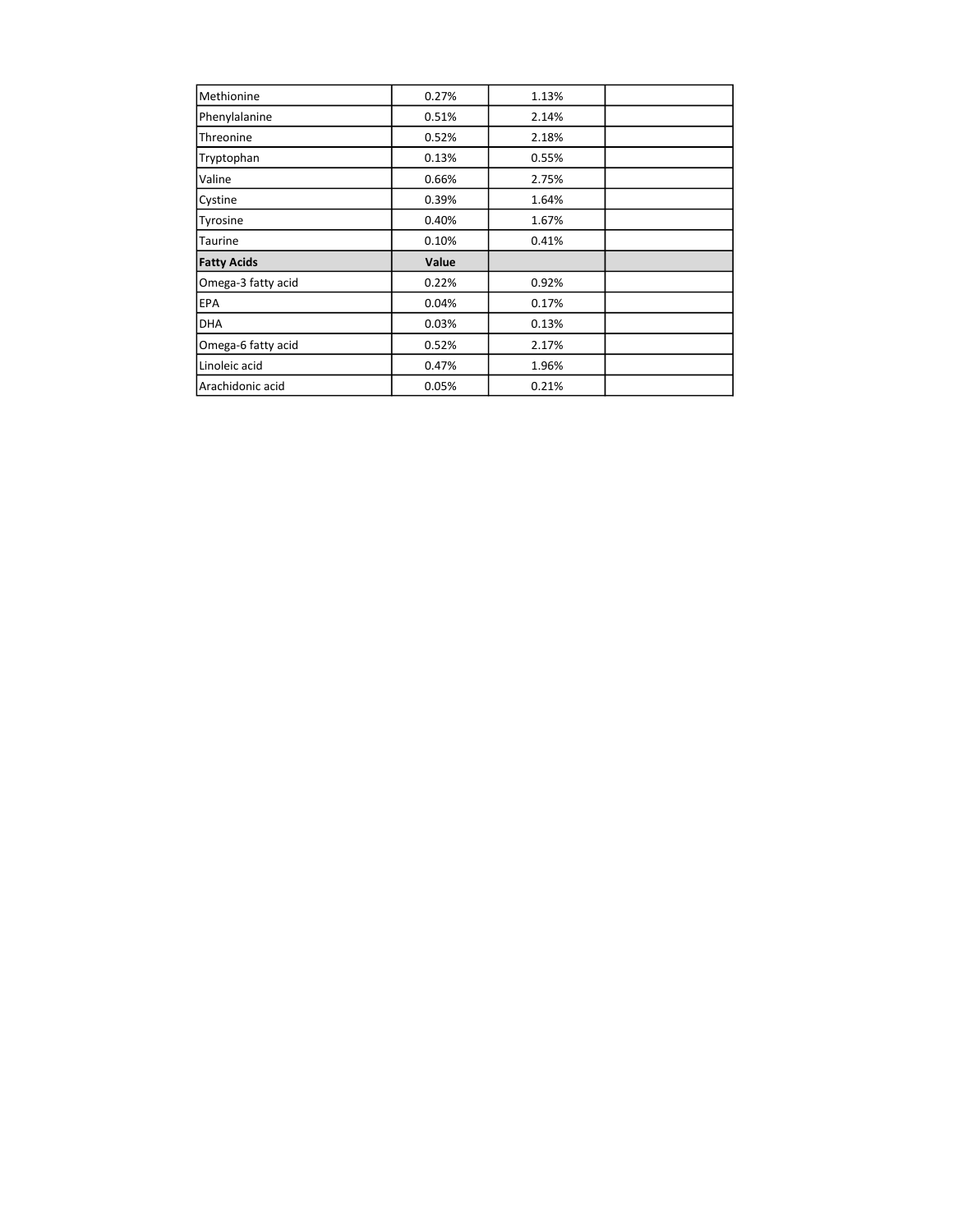| | | | |
|---|---|---|---|
| Methionine | 0.27% | 1.13% | |
| Phenylalanine | 0.51% | 2.14% | |
| Threonine | 0.52% | 2.18% | |
| Tryptophan | 0.13% | 0.55% | |
| Valine | 0.66% | 2.75% | |
| Cystine | 0.39% | 1.64% | |
| Tyrosine | 0.40% | 1.67% | |
| Taurine | 0.10% | 0.41% | |
| **Fatty Acids** | **Value** | | |
| Omega-3 fatty acid | 0.22% | 0.92% | |
| EPA | 0.04% | 0.17% | |
| DHA | 0.03% | 0.13% | |
| Omega-6 fatty acid | 0.52% | 2.17% | |
| Linoleic acid | 0.47% | 1.96% | |
| Arachidonic acid | 0.05% | 0.21% | |